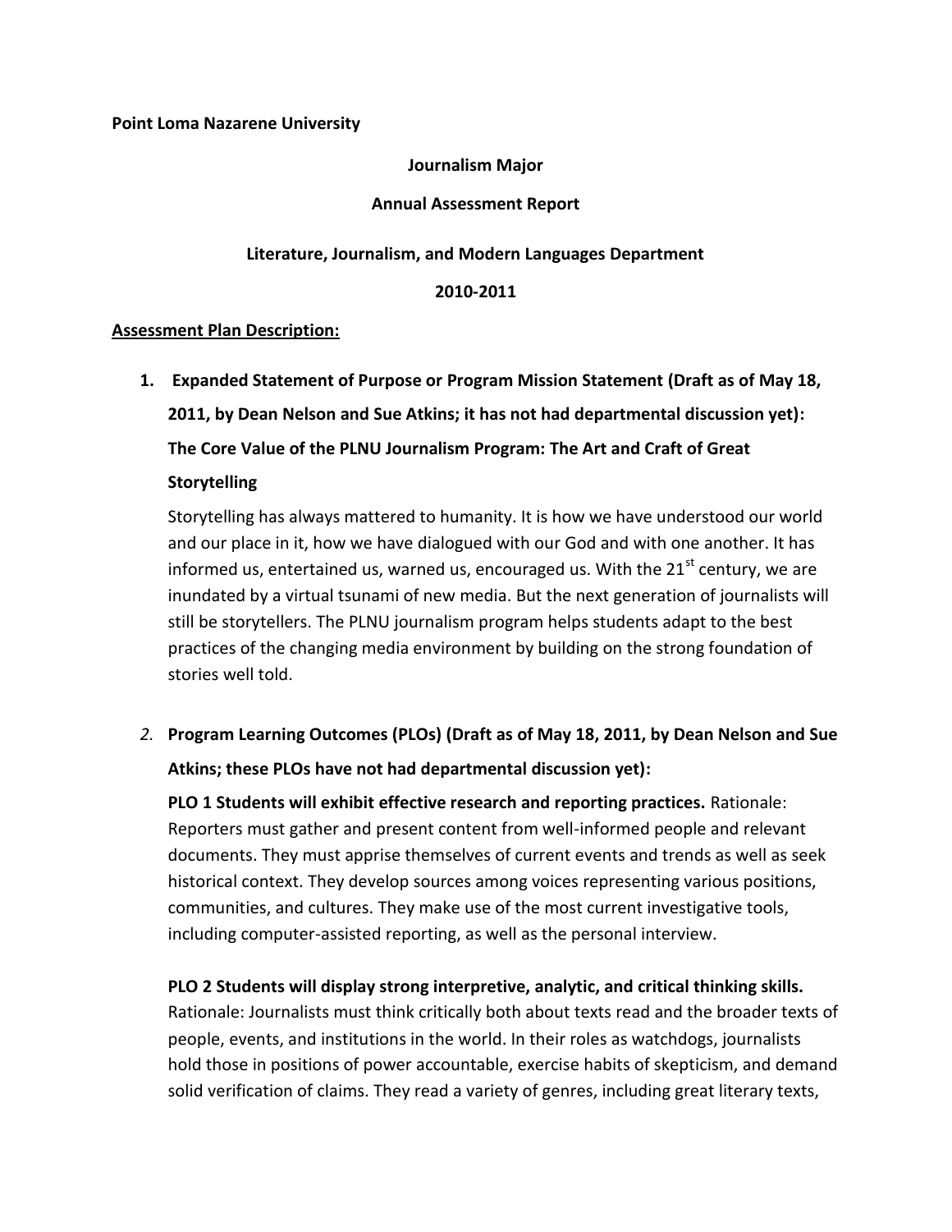**Point Loma Nazarene University**

**Journalism Major**

**Annual Assessment Report**

**Literature, Journalism, and Modern Languages Department**

**2010-2011**

**Assessment Plan Description:**

1. **Expanded Statement of Purpose or Program Mission Statement (Draft as of May 18, 2011, by Dean Nelson and Sue Atkins; it has not had departmental discussion yet): The Core Value of the PLNU Journalism Program: The Art and Craft of Great Storytelling**

   Storytelling has always mattered to humanity. It is how we have understood our world and our place in it, how we have dialogued with our God and with one another. It has informed us, entertained us, warned us, encouraged us. With the 21st century, we are inundated by a virtual tsunami of new media. But the next generation of journalists will still be storytellers. The PLNU journalism program helps students adapt to the best practices of the changing media environment by building on the strong foundation of stories well told.

2. ***Program Learning Outcomes (PLOs) (Draft as of May 18, 2011, by Dean Nelson and Sue Atkins; these PLOs have not had departmental discussion yet):***

   **PLO 1 Students will exhibit effective research and reporting practices.** Rationale: Reporters must gather and present content from well-informed people and relevant documents. They must apprise themselves of current events and trends as well as seek historical context. They develop sources among voices representing various positions, communities, and cultures. They make use of the most current investigative tools, including computer-assisted reporting, as well as the personal interview.

   **PLO 2 Students will display strong interpretive, analytic, and critical thinking skills.** Rationale: Journalists must think critically both about texts read and the broader texts of people, events, and institutions in the world. In their roles as watchdogs, journalists hold those in positions of power accountable, exercise habits of skepticism, and demand solid verification of claims. They read a variety of genres, including great literary texts,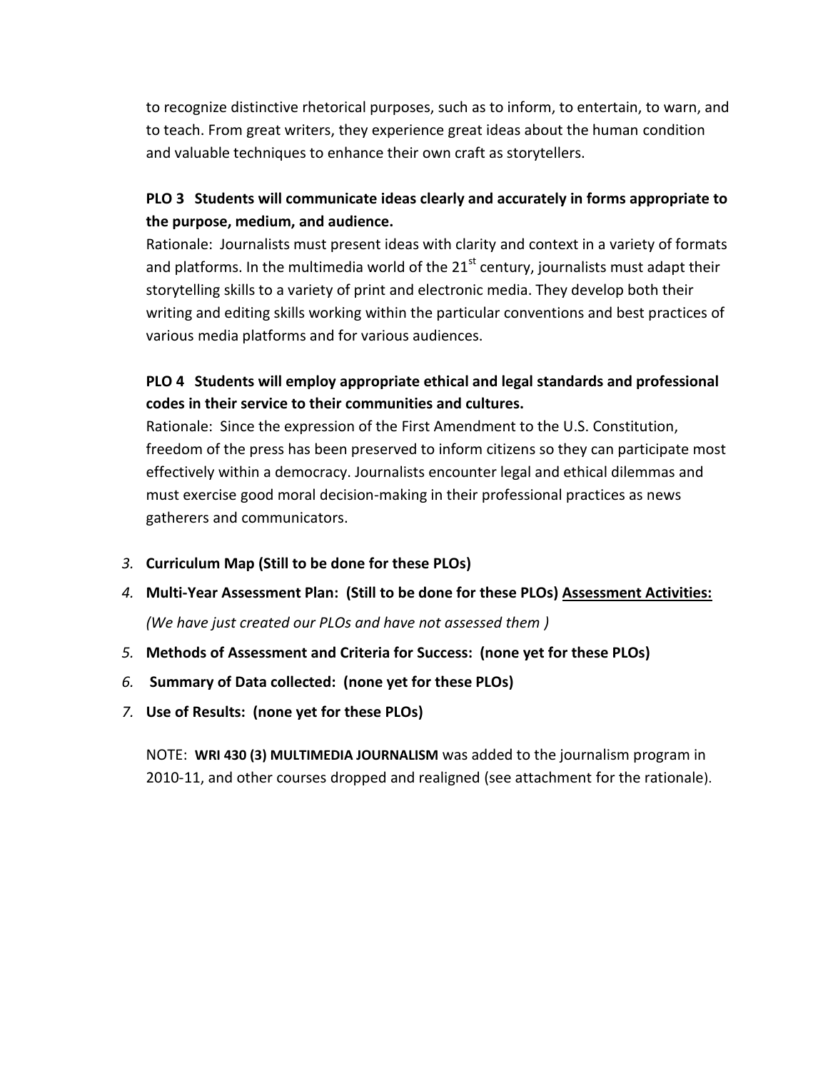to recognize distinctive rhetorical purposes, such as to inform, to entertain, to warn, and to teach. From great writers, they experience great ideas about the human condition and valuable techniques to enhance their own craft as storytellers.

**PLO 3 Students will communicate ideas clearly and accurately in forms appropriate to the purpose, medium, and audience.**

Rationale: Journalists must present ideas with clarity and context in a variety of formats and platforms. In the multimedia world of the 21st century, journalists must adapt their storytelling skills to a variety of print and electronic media. They develop both their writing and editing skills working within the particular conventions and best practices of various media platforms and for various audiences.

**PLO 4 Students will employ appropriate ethical and legal standards and professional codes in their service to their communities and cultures.**

Rationale: Since the expression of the First Amendment to the U.S. Constitution, freedom of the press has been preserved to inform citizens so they can participate most effectively within a democracy. Journalists encounter legal and ethical dilemmas and must exercise good moral decision-making in their professional practices as news gatherers and communicators.

3. **Curriculum Map (Still to be done for these PLOs)**
4. **Multi-Year Assessment Plan: (Still to be done for these PLOs) <u>Assessment Activities:</u>**

   *(We have just created our PLOs and have not assessed them )*
5. **Methods of Assessment and Criteria for Success: (none yet for these PLOs)**
6. **Summary of Data collected: (none yet for these PLOs)**
7. **Use of Results: (none yet for these PLOs)**

NOTE: **WRI 430 (3) MULTIMEDIA JOURNALISM** was added to the journalism program in 2010-11, and other courses dropped and realigned (see attachment for the rationale).